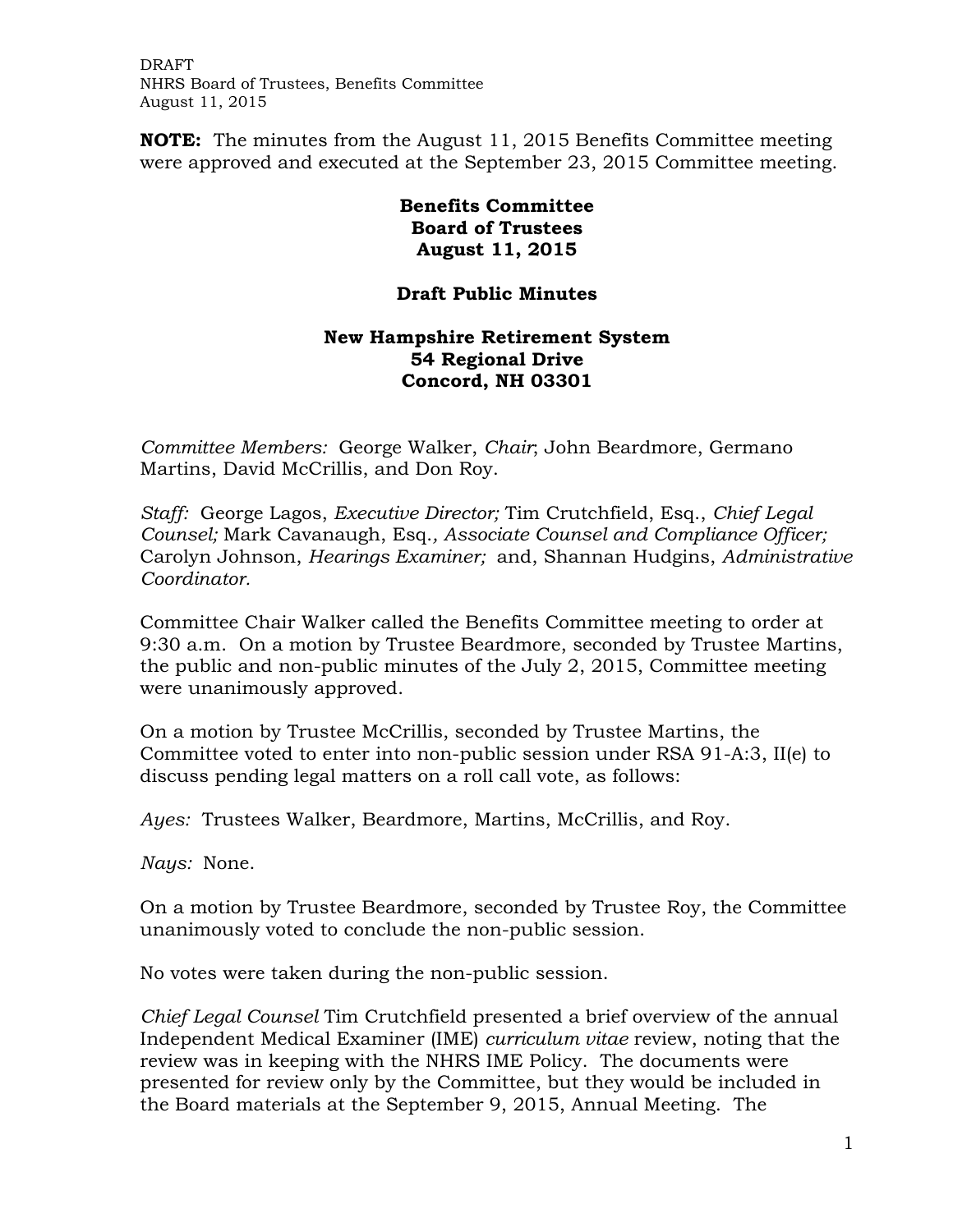**NOTE:** The minutes from the August 11, 2015 Benefits Committee meeting were approved and executed at the September 23, 2015 Committee meeting.

# Benefits Committee
# Board of Trustees
# August 11, 2015

## Draft Public Minutes

### New Hampshire Retirement System
### 54 Regional Drive
### Concord, NH 03301

*Committee Members:* George Walker, *Chair*; John Beardmore, Germano Martins, David McCrillis, and Don Roy.

*Staff:* George Lagos, *Executive Director;* Tim Crutchfield, Esq., *Chief Legal Counsel;* Mark Cavanaugh, Esq.*, Associate Counsel and Compliance Officer;* Carolyn Johnson, *Hearings Examiner;* and, Shannan Hudgins, *Administrative Coordinator.*

Committee Chair Walker called the Benefits Committee meeting to order at 9:30 a.m. On a motion by Trustee Beardmore, seconded by Trustee Martins, the public and non-public minutes of the July 2, 2015, Committee meeting were unanimously approved.

On a motion by Trustee McCrillis, seconded by Trustee Martins, the Committee voted to enter into non-public session under RSA 91-A:3, II(e) to discuss pending legal matters on a roll call vote, as follows:

*Ayes:* Trustees Walker, Beardmore, Martins, McCrillis, and Roy.

*Nays:* None.

On a motion by Trustee Beardmore, seconded by Trustee Roy, the Committee unanimously voted to conclude the non-public session.

No votes were taken during the non-public session.

*Chief Legal Counsel* Tim Crutchfield presented a brief overview of the annual Independent Medical Examiner (IME) *curriculum vitae* review, noting that the review was in keeping with the NHRS IME Policy. The documents were presented for review only by the Committee, but they would be included in the Board materials at the September 9, 2015, Annual Meeting. The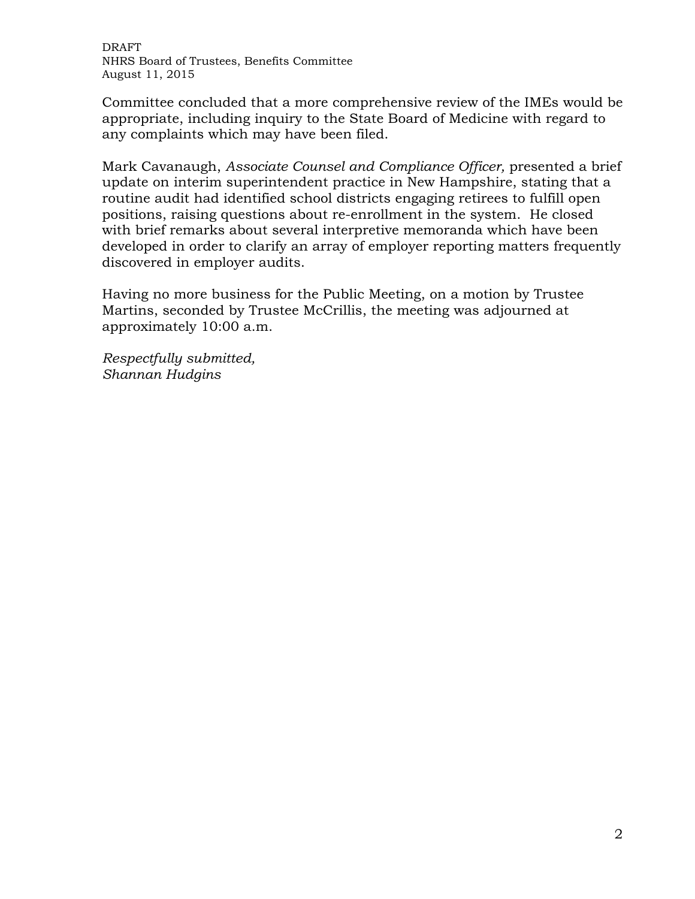Committee concluded that a more comprehensive review of the IMEs would be appropriate, including inquiry to the State Board of Medicine with regard to any complaints which may have been filed.

Mark Cavanaugh, *Associate Counsel and Compliance Officer,* presented a brief update on interim superintendent practice in New Hampshire, stating that a routine audit had identified school districts engaging retirees to fulfill open positions, raising questions about re-enrollment in the system. He closed with brief remarks about several interpretive memoranda which have been developed in order to clarify an array of employer reporting matters frequently discovered in employer audits.

Having no more business for the Public Meeting, on a motion by Trustee Martins, seconded by Trustee McCrillis, the meeting was adjourned at approximately 10:00 a.m.

*Respectfully submitted,*
*Shannan Hudgins*